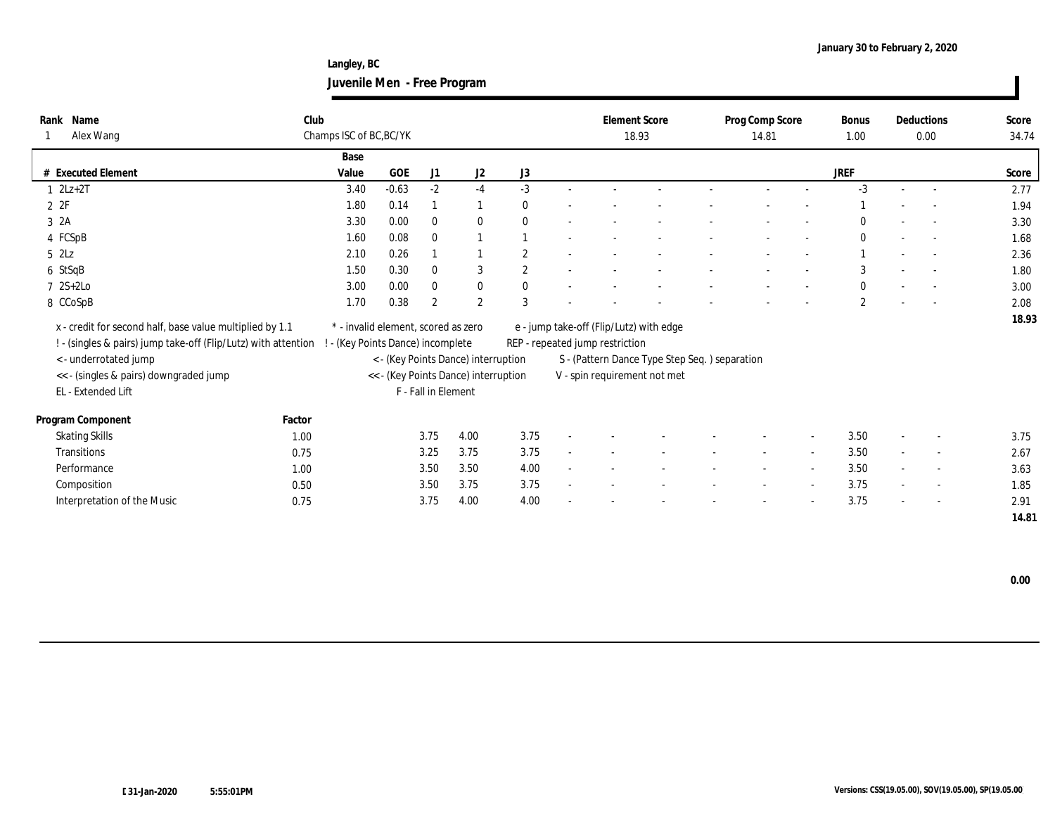January 30 to February 2, 2020

Langley, BC

## Juvenile Men - Free Program

| Rank | Name | Club | Element Score | Prog Comp Score | Bonus | Deductions | Score |
|---|---|---|---|---|---|---|---|
| 1 | Alex Wang | Champs ISC of BC,BC/YK | 18.93 | 14.81 | 1.00 | 0.00 | 34.74 |

| # | Executed Element | Base Value | GOE | J1 | J2 | J3 | | | | | | | | JREF | | | Score |
|---|---|---|---|---|---|---|---|---|---|---|---|---|---|---|---|---|---|
| 1 | 2Lz+2T | 3.40 | -0.63 | -2 | -4 | -3 | - | - | - | - | - | - | - | -3 | - | - | 2.77 |
| 2 | 2F | 1.80 | 0.14 | 1 | 1 | 0 | - | - | - | - | - | - | - | 1 | - | - | 1.94 |
| 3 | 2A | 3.30 | 0.00 | 0 | 0 | 0 | - | - | - | - | - | - | - | 0 | - | - | 3.30 |
| 4 | FCSpB | 1.60 | 0.08 | 0 | 1 | 1 | - | - | - | - | - | - | - | 0 | - | - | 1.68 |
| 5 | 2Lz | 2.10 | 0.26 | 1 | 1 | 2 | - | - | - | - | - | - | - | 1 | - | - | 2.36 |
| 6 | StSqB | 1.50 | 0.30 | 0 | 3 | 2 | - | - | - | - | - | - | - | 3 | - | - | 1.80 |
| 7 | 2S+2Lo | 3.00 | 0.00 | 0 | 0 | 0 | - | - | - | - | - | - | - | 0 | - | - | 3.00 |
| 8 | CCoSpB | 1.70 | 0.38 | 2 | 2 | 3 | - | - | - | - | - | - | - | 2 | - | - | 2.08 |
| | | | | | | | | | | | | | | | | | 18.93 |

x - credit for second half, base value multiplied by 1.1
! - (singles & pairs) jump take-off (Flip/Lutz) with attention
< - underrotated jump
<< - (singles & pairs) downgraded jump
EL - Extended Lift
* - invalid element, scored as zero
! - (Key Points Dance) incomplete
< - (Key Points Dance) interruption
<< - (Key Points Dance) interruption
F - Fall in Element
e - jump take-off (Flip/Lutz) with edge
REP - repeated jump restriction
S - (Pattern Dance Type Step Seq. ) separation
V - spin requirement not met

| Program Component | Factor | J1 | J2 | J3 | | | | | | | | JREF | | | Score |
|---|---|---|---|---|---|---|---|---|---|---|---|---|---|---|---|
| Skating Skills | 1.00 | 3.75 | 4.00 | 3.75 | - | - | - | - | - | - | - | 3.50 | - | - | 3.75 |
| Transitions | 0.75 | 3.25 | 3.75 | 3.75 | - | - | - | - | - | - | - | 3.50 | - | - | 2.67 |
| Performance | 1.00 | 3.50 | 3.50 | 4.00 | - | - | - | - | - | - | - | 3.50 | - | - | 3.63 |
| Composition | 0.50 | 3.50 | 3.75 | 3.75 | - | - | - | - | - | - | - | 3.75 | - | - | 1.85 |
| Interpretation of the Music | 0.75 | 3.75 | 4.00 | 4.00 | - | - | - | - | - | - | - | 3.75 | - | - | 2.91 |
| | | | | | | | | | | | | | | | 14.81 |

0.00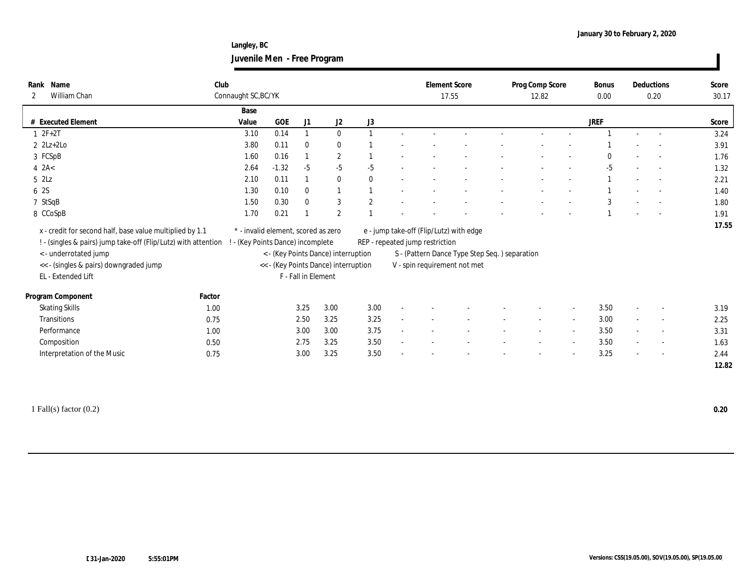January 30 to February 2, 2020

Langley, BC

# Juvenile Men - Free Program

| Rank | Name | Club | Element Score | Prog Comp Score | Bonus | Deductions | Score |
|---|---|---|---|---|---|---|---|
| 2 | William Chan | Connaught SC,BC/YK | 17.55 | 12.82 | 0.00 | 0.20 | 30.17 |

| # | Executed Element | Base Value | GOE | J1 | J2 | J3 | | | | | | | | | JREF | | | Score |
|---|---|---|---|---|---|---|---|---|---|---|---|---|---|---|---|---|---|---|
| 1 | 2F+2T | 3.10 | 0.14 | 1 | 0 | 1 | - | - | - | - | - | - | - | - | 1 | - | - | 3.24 |
| 2 | 2Lz+2Lo | 3.80 | 0.11 | 0 | 0 | 1 | - | - | - | - | - | - | - | - | 1 | - | - | 3.91 |
| 3 | FCSpB | 1.60 | 0.16 | 1 | 2 | 1 | - | - | - | - | - | - | - | - | 0 | - | - | 1.76 |
| 4 | 2A< | 2.64 | -1.32 | -5 | -5 | -5 | - | - | - | - | - | - | - | - | -5 | - | - | 1.32 |
| 5 | 2Lz | 2.10 | 0.11 | 1 | 0 | 0 | - | - | - | - | - | - | - | - | 1 | - | - | 2.21 |
| 6 | 2S | 1.30 | 0.10 | 0 | 1 | 1 | - | - | - | - | - | - | - | - | 1 | - | - | 1.40 |
| 7 | StSqB | 1.50 | 0.30 | 0 | 3 | 2 | - | - | - | - | - | - | - | - | 3 | - | - | 1.80 |
| 8 | CCoSpB | 1.70 | 0.21 | 1 | 2 | 1 | - | - | - | - | - | - | - | - | 1 | - | - | 1.91 |
| | | | | | | | | | | | | | | | | | | 17.55 |

x - credit for second half, base value multiplied by 1.1
! - (singles & pairs) jump take-off (Flip/Lutz) with attention
< - underrotated jump
<< - (singles & pairs) downgraded jump
EL - Extended Lift
* - invalid element, scored as zero
! - (Key Points Dance) incomplete
< - (Key Points Dance) interruption
<< - (Key Points Dance) interruption
F - Fall in Element
e - jump take-off (Flip/Lutz) with edge
REP - repeated jump restriction
S - (Pattern Dance Type Step Seq. ) separation
V - spin requirement not met

| Program Component | Factor | J1 | J2 | J3 | | | | | | | | | JREF | | | Score |
|---|---|---|---|---|---|---|---|---|---|---|---|---|---|---|---|---|
| Skating Skills | 1.00 | 3.25 | 3.00 | 3.00 | - | - | - | - | - | - | - | - | 3.50 | - | - | 3.19 |
| Transitions | 0.75 | 2.50 | 3.25 | 3.25 | - | - | - | - | - | - | - | - | 3.00 | - | - | 2.25 |
| Performance | 1.00 | 3.00 | 3.00 | 3.75 | - | - | - | - | - | - | - | - | 3.50 | - | - | 3.31 |
| Composition | 0.50 | 2.75 | 3.25 | 3.50 | - | - | - | - | - | - | - | - | 3.50 | - | - | 1.63 |
| Interpretation of the Music | 0.75 | 3.00 | 3.25 | 3.50 | - | - | - | - | - | - | - | - | 3.25 | - | - | 2.44 |
| | | | | | | | | | | | | | | | | 12.82 |

1 Fall(s) factor (0.2) **0.20**

31-Jan-2020 5:55:01PM

Versions: CSS(19.05.00), SOV(19.05.00), SP(19.05.00)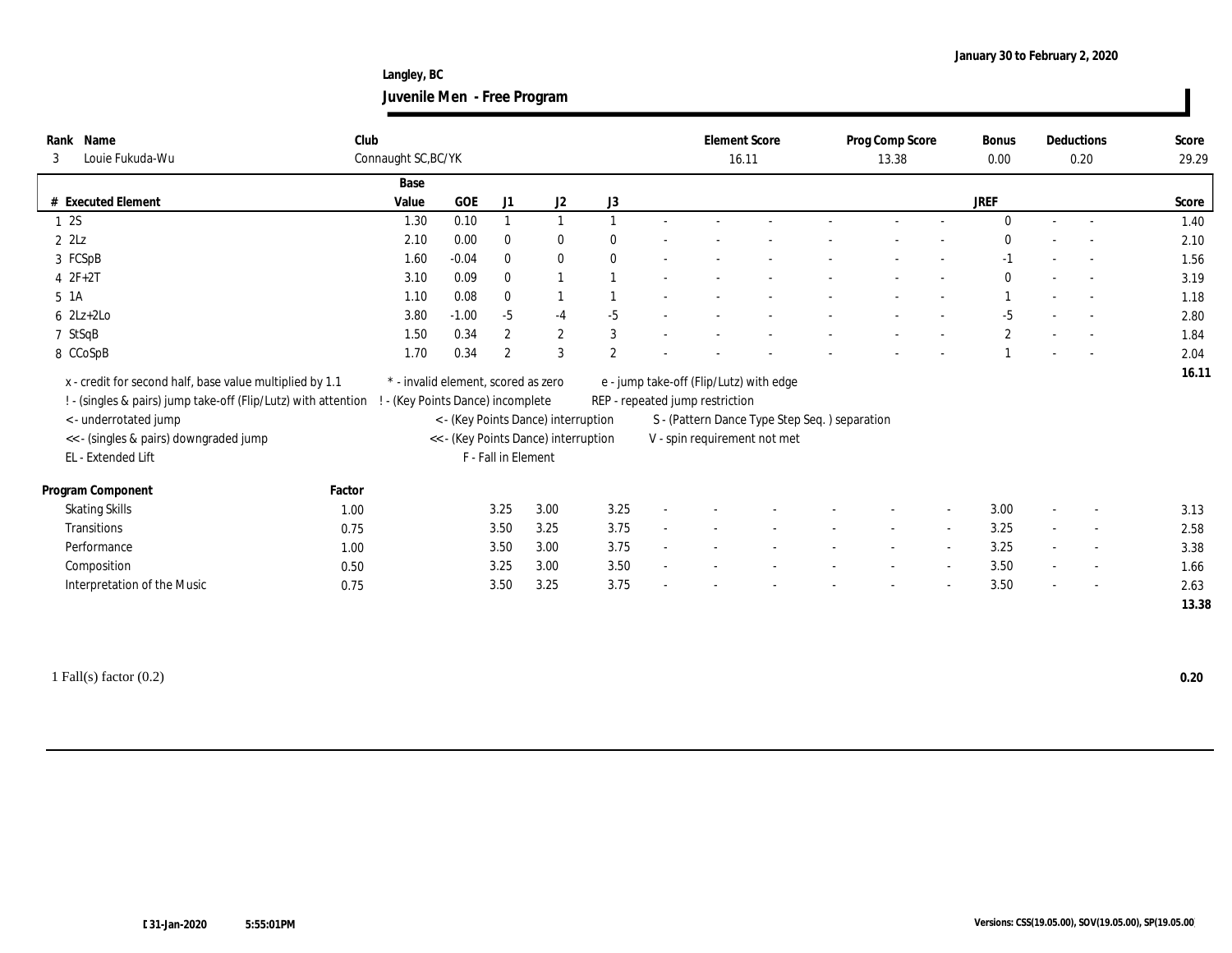January 30 to February 2, 2020

Langley, BC

# Juvenile Men - Free Program

| Rank | Name | Club | Element Score | Prog Comp Score | Bonus | Deductions | Score |
|---|---|---|---|---|---|---|---|
| 3 | Louie Fukuda-Wu | Connaught SC,BC/YK | 16.11 | 13.38 | 0.00 | 0.20 | 29.29 |

| # | Executed Element | Base Value | GOE | J1 | J2 | J3 | | | | | | | | | JREF | | | Score |
|---|---|---|---|---|---|---|---|---|---|---|---|---|---|---|---|---|---|---|
| 1 | 2S | 1.30 | 0.10 | 1 | 1 | 1 | - | - | - | - | - | - | - | - | 0 | - | - | 1.40 |
| 2 | 2Lz | 2.10 | 0.00 | 0 | 0 | 0 | - | - | - | - | - | - | - | - | 0 | - | - | 2.10 |
| 3 | FCSpB | 1.60 | -0.04 | 0 | 0 | 0 | - | - | - | - | - | - | - | - | -1 | - | - | 1.56 |
| 4 | 2F+2T | 3.10 | 0.09 | 0 | 1 | 1 | - | - | - | - | - | - | - | - | 0 | - | - | 3.19 |
| 5 | 1A | 1.10 | 0.08 | 0 | 1 | 1 | - | - | - | - | - | - | - | - | 1 | - | - | 1.18 |
| 6 | 2Lz+2Lo | 3.80 | -1.00 | -5 | -4 | -5 | - | - | - | - | - | - | - | - | -5 | - | - | 2.80 |
| 7 | StSqB | 1.50 | 0.34 | 2 | 2 | 3 | - | - | - | - | - | - | - | - | 2 | - | - | 1.84 |
| 8 | CCoSpB | 1.70 | 0.34 | 2 | 3 | 2 | - | - | - | - | - | - | - | - | 1 | - | - | 2.04 |
| | | | | | | | | | | | | | | | | | | 16.11 |

x - credit for second half, base value multiplied by 1.1
! - (singles & pairs) jump take-off (Flip/Lutz) with attention
< - underrotated jump
<< - (singles & pairs) downgraded jump
EL - Extended Lift
* - invalid element, scored as zero
! - (Key Points Dance) incomplete
< - (Key Points Dance) interruption
<< - (Key Points Dance) interruption
F - Fall in Element
e - jump take-off (Flip/Lutz) with edge
REP - repeated jump restriction
S - (Pattern Dance Type Step Seq. ) separation
V - spin requirement not met

| Program Component | Factor | J1 | J2 | J3 | | | | | | | | | JREF | | | Score |
|---|---|---|---|---|---|---|---|---|---|---|---|---|---|---|---|---|
| Skating Skills | 1.00 | 3.25 | 3.00 | 3.25 | - | - | - | - | - | - | - | - | 3.00 | - | - | 3.13 |
| Transitions | 0.75 | 3.50 | 3.25 | 3.75 | - | - | - | - | - | - | - | - | 3.25 | - | - | 2.58 |
| Performance | 1.00 | 3.50 | 3.00 | 3.75 | - | - | - | - | - | - | - | - | 3.25 | - | - | 3.38 |
| Composition | 0.50 | 3.25 | 3.00 | 3.50 | - | - | - | - | - | - | - | - | 3.50 | - | - | 1.66 |
| Interpretation of the Music | 0.75 | 3.50 | 3.25 | 3.75 | - | - | - | - | - | - | - | - | 3.50 | - | - | 2.63 |
| | | | | | | | | | | | | | | | | 13.38 |

1 Fall(s) factor (0.2) **0.20**

31-Jan-2020 5:55:01PM

Versions: CSS(19.05.00), SOV(19.05.00), SP(19.05.00)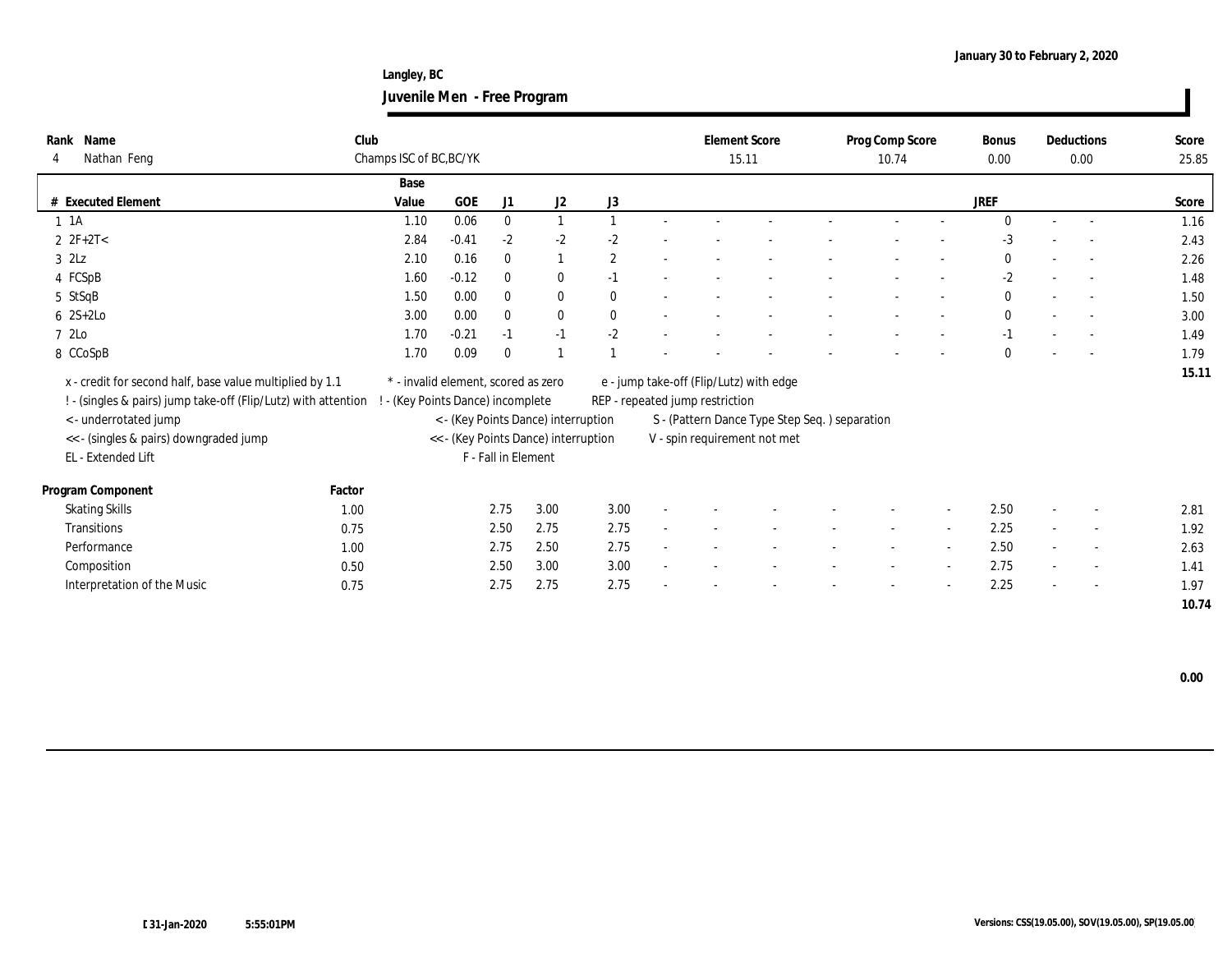January 30 to February 2, 2020

**Langley, BC**

# Juvenile Men - Free Program

| Rank | Name | Club | Element Score | Prog Comp Score | Bonus | Deductions | Score |
|---|---|---|---|---|---|---|---|
| 4 | Nathan Feng | Champs ISC of BC,BC/YK | 15.11 | 10.74 | 0.00 | 0.00 | 25.85 |

| # | Executed Element | Base Value | GOE | J1 | J2 | J3 | | | | | | | JREF | | | Score |
|---|---|---|---|---|---|---|---|---|---|---|---|---|---|---|---|---|
| 1 | 1A | 1.10 | 0.06 | 0 | 1 | 1 | - | - | - | - | - | - | 0 | - | - | 1.16 |
| 2 | 2F+2T< | 2.84 | -0.41 | -2 | -2 | -2 | - | - | - | - | - | - | -3 | - | - | 2.43 |
| 3 | 2Lz | 2.10 | 0.16 | 0 | 1 | 2 | - | - | - | - | - | - | 0 | - | - | 2.26 |
| 4 | FCSpB | 1.60 | -0.12 | 0 | 0 | -1 | - | - | - | - | - | - | -2 | - | - | 1.48 |
| 5 | StSqB | 1.50 | 0.00 | 0 | 0 | 0 | - | - | - | - | - | - | 0 | - | - | 1.50 |
| 6 | 2S+2Lo | 3.00 | 0.00 | 0 | 0 | 0 | - | - | - | - | - | - | 0 | - | - | 3.00 |
| 7 | 2Lo | 1.70 | -0.21 | -1 | -1 | -2 | - | - | - | - | - | - | -1 | - | - | 1.49 |
| 8 | CCoSpB | 1.70 | 0.09 | 0 | 1 | 1 | - | - | - | - | - | - | 0 | - | - | 1.79 |
| | | | | | | | | | | | | | | | | 15.11 |

x - credit for second half, base value multiplied by 1.1
! - (singles & pairs) jump take-off (Flip/Lutz) with attention
< - underrotated jump
<< - (singles & pairs) downgraded jump
EL - Extended Lift
* - invalid element, scored as zero
! - (Key Points Dance) incomplete
< - (Key Points Dance) interruption
<< - (Key Points Dance) interruption
F - Fall in Element
e - jump take-off (Flip/Lutz) with edge
REP - repeated jump restriction
S - (Pattern Dance Type Step Seq. ) separation
V - spin requirement not met

| Program Component | Factor | J1 | J2 | J3 | | | | | | | JREF | | | Score |
|---|---|---|---|---|---|---|---|---|---|---|---|---|---|---|
| Skating Skills | 1.00 | 2.75 | 3.00 | 3.00 | - | - | - | - | - | - | 2.50 | - | - | 2.81 |
| Transitions | 0.75 | 2.50 | 2.75 | 2.75 | - | - | - | - | - | - | 2.25 | - | - | 1.92 |
| Performance | 1.00 | 2.75 | 2.50 | 2.75 | - | - | - | - | - | - | 2.50 | - | - | 2.63 |
| Composition | 0.50 | 2.50 | 3.00 | 3.00 | - | - | - | - | - | - | 2.75 | - | - | 1.41 |
| Interpretation of the Music | 0.75 | 2.75 | 2.75 | 2.75 | - | - | - | - | - | - | 2.25 | - | - | 1.97 |
| | | | | | | | | | | | | | | 10.74 |

0.00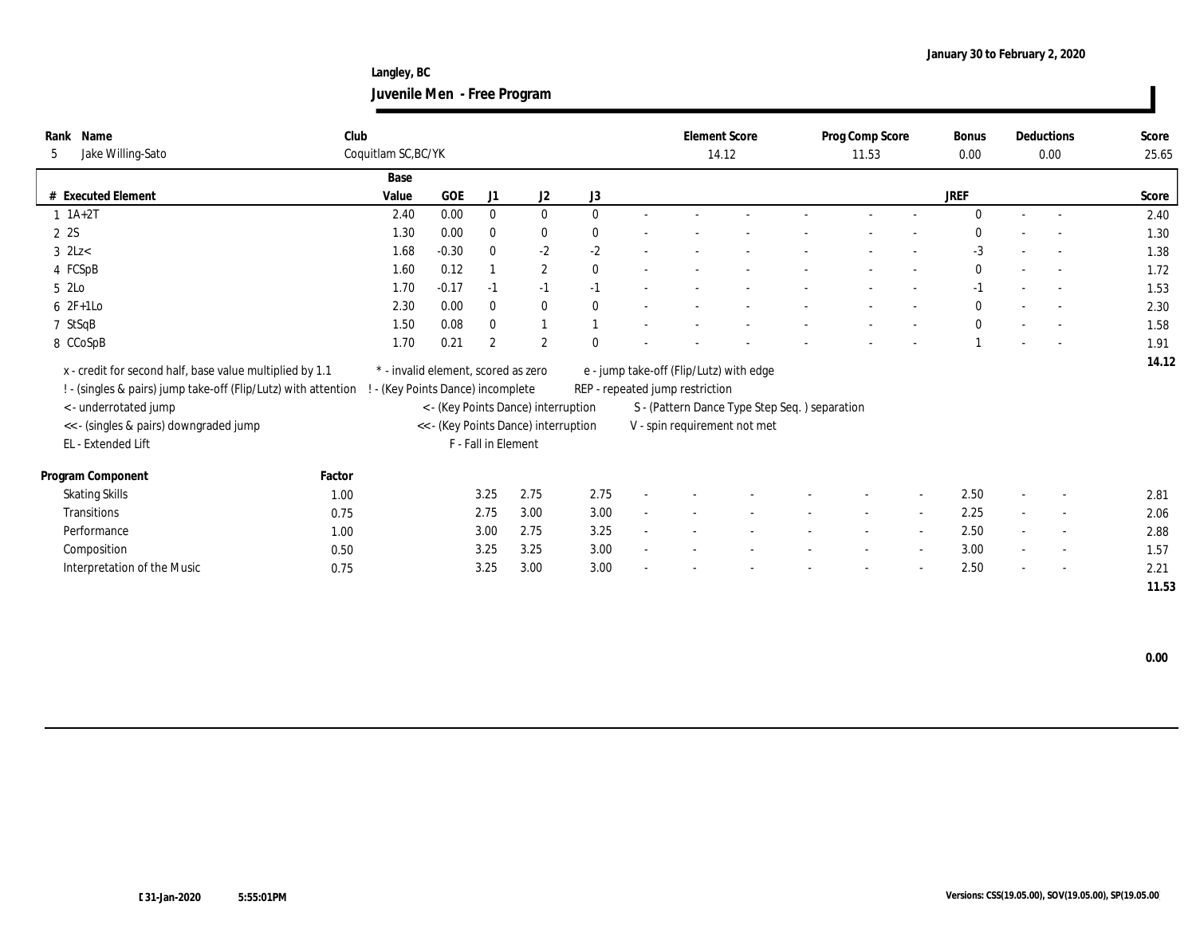January 30 to February 2, 2020

Langley, BC

## Juvenile Men - Free Program

| Rank | Name | Club | Element Score | Prog Comp Score | Bonus | Deductions | Score |
|---|---|---|---|---|---|---|---|
| 5 | Jake Willing-Sato | Coquitlam SC,BC/YK | 14.12 | 11.53 | 0.00 | 0.00 | 25.65 |

| # | Executed Element | Base Value | GOE | J1 | J2 | J3 | | | | | | | | | JREF | | | Score |
|---|---|---|---|---|---|---|---|---|---|---|---|---|---|---|---|---|---|---|
| 1 | 1A+2T | 2.40 | 0.00 | 0 | 0 | 0 | - | - | - | - | - | - | - | - | 0 | - | - | 2.40 |
| 2 | 2S | 1.30 | 0.00 | 0 | 0 | 0 | - | - | - | - | - | - | - | - | 0 | - | - | 1.30 |
| 3 | 2Lz< | 1.68 | -0.30 | 0 | -2 | -2 | - | - | - | - | - | - | - | - | -3 | - | - | 1.38 |
| 4 | FCSpB | 1.60 | 0.12 | 1 | 2 | 0 | - | - | - | - | - | - | - | - | 0 | - | - | 1.72 |
| 5 | 2Lo | 1.70 | -0.17 | -1 | -1 | -1 | - | - | - | - | - | - | - | - | -1 | - | - | 1.53 |
| 6 | 2F+1Lo | 2.30 | 0.00 | 0 | 0 | 0 | - | - | - | - | - | - | - | - | 0 | - | - | 2.30 |
| 7 | StSqB | 1.50 | 0.08 | 0 | 1 | 1 | - | - | - | - | - | - | - | - | 0 | - | - | 1.58 |
| 8 | CCoSpB | 1.70 | 0.21 | 2 | 2 | 0 | - | - | - | - | - | - | - | - | 1 | - | - | 1.91 |
| | | | | | | | | | | | | | | | | | | 14.12 |

x - credit for second half, base value multiplied by 1.1
! - (singles & pairs) jump take-off (Flip/Lutz) with attention
< - underrotated jump
<< - (singles & pairs) downgraded jump
EL - Extended Lift
* - invalid element, scored as zero
! - (Key Points Dance) incomplete
< - (Key Points Dance) interruption
<< - (Key Points Dance) interruption
F - Fall in Element
e - jump take-off (Flip/Lutz) with edge
REP - repeated jump restriction
S - (Pattern Dance Type Step Seq. ) separation
V - spin requirement not met

| Program Component | Factor | J1 | J2 | J3 | | | | | | | | | JREF | | | Score |
|---|---|---|---|---|---|---|---|---|---|---|---|---|---|---|---|---|
| Skating Skills | 1.00 | 3.25 | 2.75 | 2.75 | - | - | - | - | - | - | - | - | 2.50 | - | - | 2.81 |
| Transitions | 0.75 | 2.75 | 3.00 | 3.00 | - | - | - | - | - | - | - | - | 2.25 | - | - | 2.06 |
| Performance | 1.00 | 3.00 | 2.75 | 3.25 | - | - | - | - | - | - | - | - | 2.50 | - | - | 2.88 |
| Composition | 0.50 | 3.25 | 3.25 | 3.00 | - | - | - | - | - | - | - | - | 3.00 | - | - | 1.57 |
| Interpretation of the Music | 0.75 | 3.25 | 3.00 | 3.00 | - | - | - | - | - | - | - | - | 2.50 | - | - | 2.21 |
| | | | | | | | | | | | | | | | | 11.53 |

0.00

31-Jan-2020 5:55:01PM

Versions: CSS(19.05.00), SOV(19.05.00), SP(19.05.00)